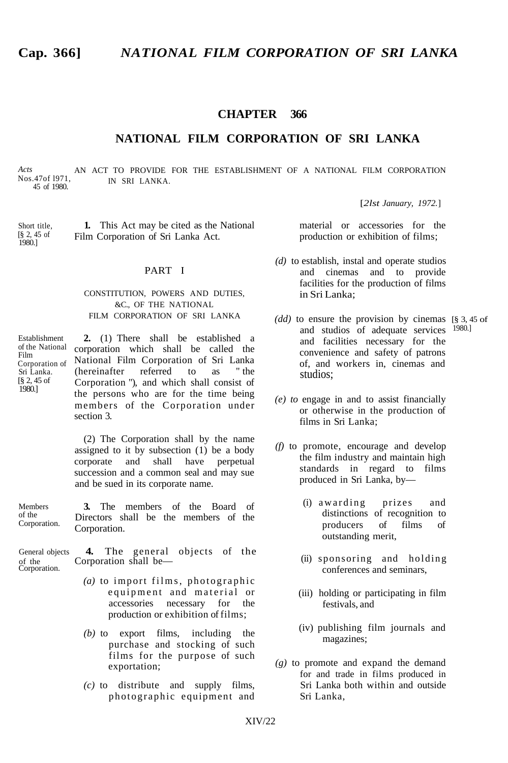# CHAPTER 366

## NATIONAL FILM CORPORATION OF SRI LANKA

*Acts* Nos. 47 of 1971, 45 of 1980.

AN ACT TO PROVIDE FOR THE ESTABLISHMENT OF A NATIONAL FILM CORPORATION IN SRI LANKA.

[*21st January, 1972.*]

Short title, [§ 2, 45 of 1980.]

**1.** This Act may be cited as the National Film Corporation of Sri Lanka Act.

### PART I

CONSTITUTION, POWERS AND DUTIES, &C., OF THE NATIONAL FILM CORPORATION OF SRI LANKA

Establishment of the National Film Corporation of Sri Lanka. [§ 2, 45 of 1980.]

**2.** (1) There shall be established a corporation which shall be called the National Film Corporation of Sri Lanka (hereinafter referred to as " the Corporation "), and which shall consist of the persons who are for the time being members of the Corporation under section 3.

(2) The Corporation shall by the name assigned to it by subsection (1) be a body corporate and shall have perpetual succession and a common seal and may sue and be sued in its corporate name.

Members of the Corporation.

**3.** The members of the Board of Directors shall be the members of the Corporation.

General objects of the Corporation.

**4.** The general objects of the Corporation shall be—

*(a)* to import films, photographic equipment and material or accessories necessary for the production or exhibition of films;

*(b)* to export films, including the purchase and stocking of such films for the purpose of such exportation;

*(c)* to distribute and supply films, photographic equipment and material or accessories for the production or exhibition of films;

*(d)* to establish, instal and operate studios and cinemas and to provide facilities for the production of films in Sri Lanka;

*(dd)* to ensure the provision by cinemas and studios of adequate services and facilities necessary for the convenience and safety of patrons of, and workers in, cinemas and studios; [§ 3, 45 of 1980.]

*(e) to* engage in and to assist financially or otherwise in the production of films in Sri Lanka;

*(f)* to promote, encourage and develop the film industry and maintain high standards in regard to films produced in Sri Lanka, by—

(i) awarding prizes and distinctions of recognition to producers of films of outstanding merit,

(ii) sponsoring and holding conferences and seminars,

(iii) holding or participating in film festivals, and

(iv) publishing film journals and magazines;

*(g)* to promote and expand the demand for and trade in films produced in Sri Lanka both within and outside Sri Lanka,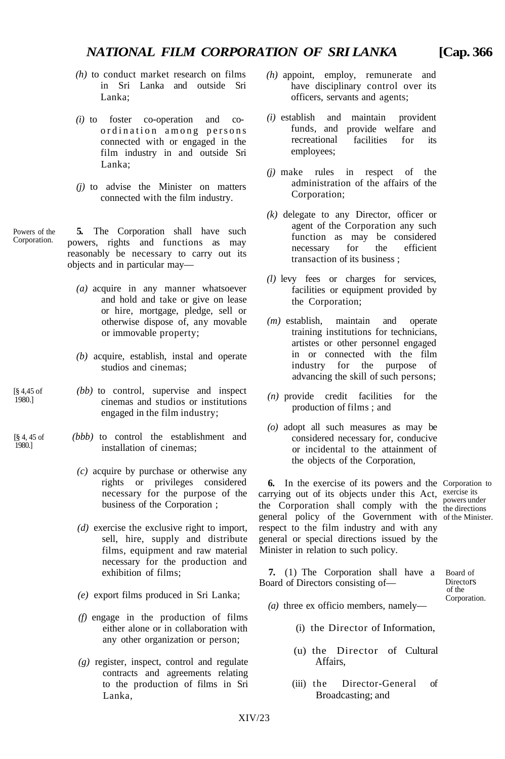(h) to conduct market research on films in Sri Lanka and outside Sri Lanka;

(i) to foster co-operation and co-ordination among persons connected with or engaged in the film industry in and outside Sri Lanka;

(j) to advise the Minister on matters connected with the film industry.

Powers of the Corporation.

**5.** The Corporation shall have such powers, rights and functions as may reasonably be necessary to carry out its objects and in particular may—

(a) acquire in any manner whatsoever and hold and take or give on lease or hire, mortgage, pledge, sell or otherwise dispose of, any movable or immovable property;

(b) acquire, establish, instal and operate studios and cinemas;

[§ 4,45 of 1980.]

(bb) to control, supervise and inspect cinemas and studios or institutions engaged in the film industry;

[§ 4, 45 of 1980.]

(bbb) to control the establishment and installation of cinemas;

(c) acquire by purchase or otherwise any rights or privileges considered necessary for the purpose of the business of the Corporation ;

(d) exercise the exclusive right to import, sell, hire, supply and distribute films, equipment and raw material necessary for the production and exhibition of films;

(e) export films produced in Sri Lanka;

(f) engage in the production of films either alone or in collaboration with any other organization or person;

(g) register, inspect, control and regulate contracts and agreements relating to the production of films in Sri Lanka,

(h) appoint, employ, remunerate and have disciplinary control over its officers, servants and agents;

(i) establish and maintain provident funds, and provide welfare and recreational facilities for its employees;

(j) make rules in respect of the administration of the affairs of the Corporation;

(k) delegate to any Director, officer or agent of the Corporation any such function as may be considered necessary for the efficient transaction of its business ;

(l) levy fees or charges for services, facilities or equipment provided by the Corporation;

(m) establish, maintain and operate training institutions for technicians, artistes or other personnel engaged in or connected with the film industry for the purpose of advancing the skill of such persons;

(n) provide credit facilities for the production of films ; and

(o) adopt all such measures as may be considered necessary for, conducive or incidental to the attainment of the objects of the Corporation,

Corporation to exercise its powers under the directions of the Minister.

**6.** In the exercise of its powers and the carrying out of its objects under this Act, the Corporation shall comply with the general policy of the Government with respect to the film industry and with any general or special directions issued by the Minister in relation to such policy.

Board of Directors of the Corporation.

**7.** (1) The Corporation shall have a Board of Directors consisting of—

(a) three ex officio members, namely—

(i) the Director of Information,

(u) the Director of Cultural Affairs,

(iii) the Director-General of Broadcasting; and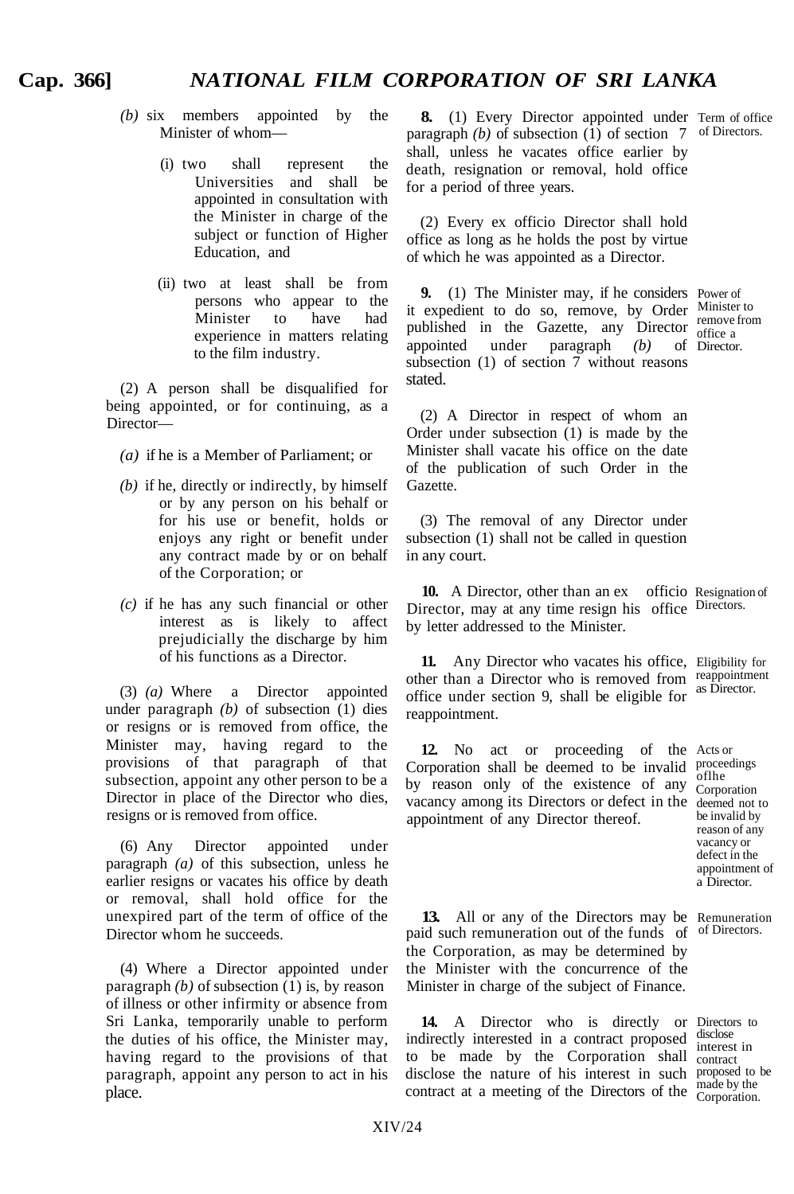(b) six members appointed by the Minister of whom—

(i) two shall represent the Universities and shall be appointed in consultation with the Minister in charge of the subject or function of Higher Education, and

(ii) two at least shall be from persons who appear to the Minister to have had experience in matters relating to the film industry.

(2) A person shall be disqualified for being appointed, or for continuing, as a Director—

(a) if he is a Member of Parliament; or

(b) if he, directly or indirectly, by himself or by any person on his behalf or for his use or benefit, holds or enjoys any right or benefit under any contract made by or on behalf of the Corporation; or

(c) if he has any such financial or other interest as is likely to affect prejudicially the discharge by him of his functions as a Director.

(3) (a) Where a Director appointed under paragraph (b) of subsection (1) dies or resigns or is removed from office, the Minister may, having regard to the provisions of that paragraph of that subsection, appoint any other person to be a Director in place of the Director who dies, resigns or is removed from office.

(6) Any Director appointed under paragraph (a) of this subsection, unless he earlier resigns or vacates his office by death or removal, shall hold office for the unexpired part of the term of office of the Director whom he succeeds.

(4) Where a Director appointed under paragraph (b) of subsection (1) is, by reason of illness or other infirmity or absence from Sri Lanka, temporarily unable to perform the duties of his office, the Minister may, having regard to the provisions of that paragraph, appoint any person to act in his place.

**Term of office of Directors.**

**8.** (1) Every Director appointed under paragraph (b) of subsection (1) of section 7 shall, unless he vacates office earlier by death, resignation or removal, hold office for a period of three years.

(2) Every ex officio Director shall hold office as long as he holds the post by virtue of which he was appointed as a Director.

**Power of Minister to remove from office a Director.**

**9.** (1) The Minister may, if he considers it expedient to do so, remove, by Order published in the Gazette, any Director appointed under paragraph (b) of subsection (1) of section 7 without reasons stated.

(2) A Director in respect of whom an Order under subsection (1) is made by the Minister shall vacate his office on the date of the publication of such Order in the Gazette.

(3) The removal of any Director under subsection (1) shall not be called in question in any court.

**Resignation of Directors.**

**10.** A Director, other than an ex officio Director, may at any time resign his office by letter addressed to the Minister.

**Eligibility for reappointment as Director.**

**11.** Any Director who vacates his office, other than a Director who is removed from office under section 9, shall be eligible for reappointment.

**Acts or proceedings oflhe Corporation deemed not to be invalid by reason of any vacancy or defect in the appointment of a Director.**

**12.** No act or proceeding of the Corporation shall be deemed to be invalid by reason only of the existence of any vacancy among its Directors or defect in the appointment of any Director thereof.

**Remuneration of Directors.**

**13.** All or any of the Directors may be paid such remuneration out of the funds of the Corporation, as may be determined by the Minister with the concurrence of the Minister in charge of the subject of Finance.

**Directors to disclose interest in contract proposed to be made by the Corporation.**

**14.** A Director who is directly or indirectly interested in a contract proposed to be made by the Corporation shall disclose the nature of his interest in such contract at a meeting of the Directors of the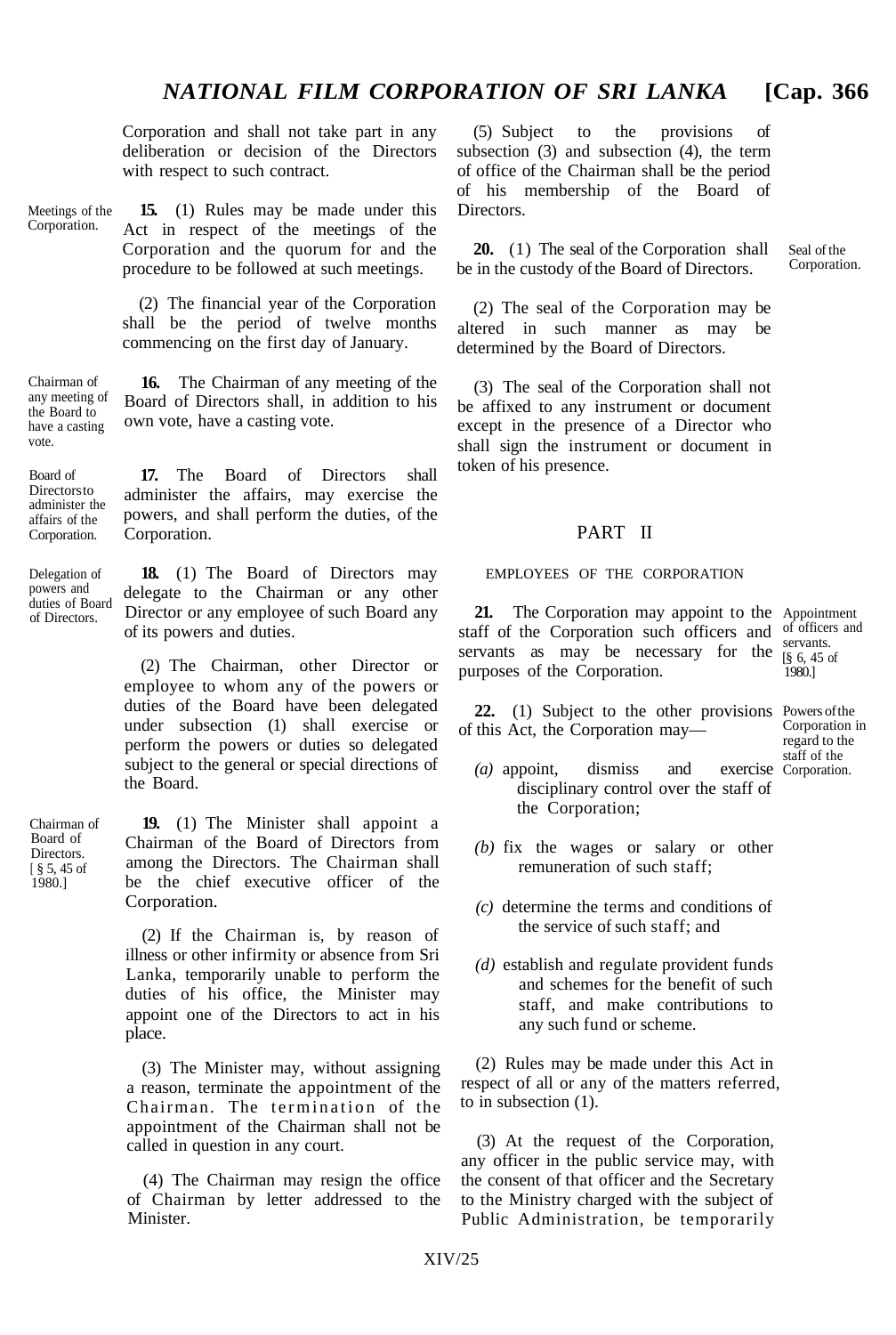Corporation and shall not take part in any deliberation or decision of the Directors with respect to such contract.

*Meetings of the Corporation.*

**15.** (1) Rules may be made under this Act in respect of the meetings of the Corporation and the quorum for and the procedure to be followed at such meetings.

(2) The financial year of the Corporation shall be the period of twelve months commencing on the first day of January.

*Chairman of any meeting of the Board to have a casting vote.*

**16.** The Chairman of any meeting of the Board of Directors shall, in addition to his own vote, have a casting vote.

*Board of Directors to administer the affairs of the Corporation.*

**17.** The Board of Directors shall administer the affairs, may exercise the powers, and shall perform the duties, of the Corporation.

*Delegation of powers and duties of Board of Directors.*

**18.** (1) The Board of Directors may delegate to the Chairman or any other Director or any employee of such Board any of its powers and duties.

(2) The Chairman, other Director or employee to whom any of the powers or duties of the Board have been delegated under subsection (1) shall exercise or perform the powers or duties so delegated subject to the general or special directions of the Board.

*Chairman of Board of Directors. [§ 5, 45 of 1980.]*

**19.** (1) The Minister shall appoint a Chairman of the Board of Directors from among the Directors. The Chairman shall be the chief executive officer of the Corporation.

(2) If the Chairman is, by reason of illness or other infirmity or absence from Sri Lanka, temporarily unable to perform the duties of his office, the Minister may appoint one of the Directors to act in his place.

(3) The Minister may, without assigning a reason, terminate the appointment of the Chairman. The termination of the appointment of the Chairman shall not be called in question in any court.

(4) The Chairman may resign the office of Chairman by letter addressed to the Minister.

(5) Subject to the provisions of subsection (3) and subsection (4), the term of office of the Chairman shall be the period of his membership of the Board of Directors.

*Seal of the Corporation.*

**20.** (1) The seal of the Corporation shall be in the custody of the Board of Directors.

(2) The seal of the Corporation may be altered in such manner as may be determined by the Board of Directors.

(3) The seal of the Corporation shall not be affixed to any instrument or document except in the presence of a Director who shall sign the instrument or document in token of his presence.

## PART II

### EMPLOYEES OF THE CORPORATION

*Appointment of officers and servants. [§ 6, 45 of 1980.]*

**21.** The Corporation may appoint to the staff of the Corporation such officers and servants as may be necessary for the purposes of the Corporation.

*Powers of the Corporation in regard to the staff of the Corporation.*

**22.** (1) Subject to the other provisions of this Act, the Corporation may—

*(a)* appoint, dismiss and exercise disciplinary control over the staff of the Corporation;

*(b)* fix the wages or salary or other remuneration of such staff;

*(c)* determine the terms and conditions of the service of such staff; and

*(d)* establish and regulate provident funds and schemes for the benefit of such staff, and make contributions to any such fund or scheme.

(2) Rules may be made under this Act in respect of all or any of the matters referred, to in subsection (1).

(3) At the request of the Corporation, any officer in the public service may, with the consent of that officer and the Secretary to the Ministry charged with the subject of Public Administration, be temporarily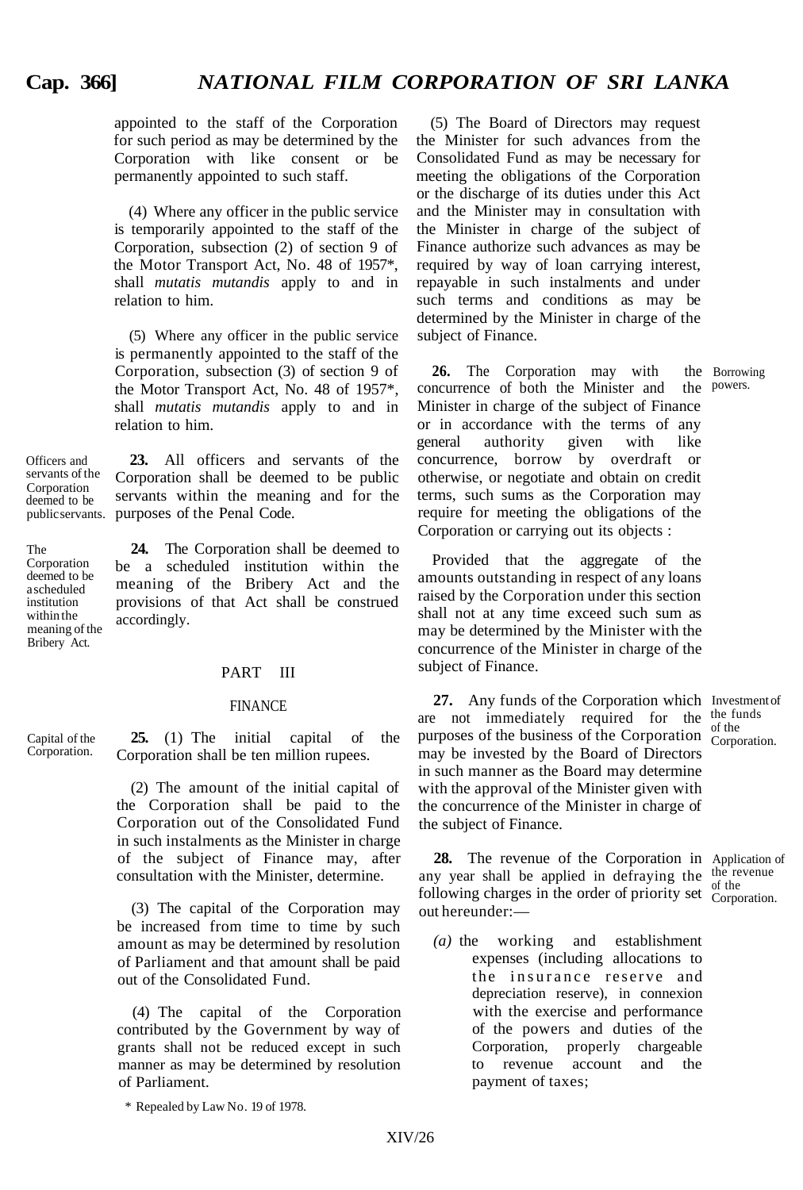appointed to the staff of the Corporation for such period as may be determined by the Corporation with like consent or be permanently appointed to such staff.

(4) Where any officer in the public service is temporarily appointed to the staff of the Corporation, subsection (2) of section 9 of the Motor Transport Act, No. 48 of 1957*, shall *mutatis mutandis* apply to and in relation to him.

(5) Where any officer in the public service is permanently appointed to the staff of the Corporation, subsection (3) of section 9 of the Motor Transport Act, No. 48 of 1957*, shall *mutatis mutandis* apply to and in relation to him.

Officers and servants of the Corporation deemed to be public servants.

**23.** All officers and servants of the Corporation shall be deemed to be public servants within the meaning and for the purposes of the Penal Code.

The Corporation deemed to be a scheduled institution within the meaning of the Bribery Act.

**24.** The Corporation shall be deemed to be a scheduled institution within the meaning of the Bribery Act and the provisions of that Act shall be construed accordingly.

## PART III

### FINANCE

Capital of the Corporation.

**25.** (1) The initial capital of the Corporation shall be ten million rupees.

(2) The amount of the initial capital of the Corporation shall be paid to the Corporation out of the Consolidated Fund in such instalments as the Minister in charge of the subject of Finance may, after consultation with the Minister, determine.

(3) The capital of the Corporation may be increased from time to time by such amount as may be determined by resolution of Parliament and that amount shall be paid out of the Consolidated Fund.

(4) The capital of the Corporation contributed by the Government by way of grants shall not be reduced except in such manner as may be determined by resolution of Parliament.

* Repealed by Law No. 19 of 1978.

(5) The Board of Directors may request the Minister for such advances from the Consolidated Fund as may be necessary for meeting the obligations of the Corporation or the discharge of its duties under this Act and the Minister may in consultation with the Minister in charge of the subject of Finance authorize such advances as may be required by way of loan carrying interest, repayable in such instalments and under such terms and conditions as may be determined by the Minister in charge of the subject of Finance.

Borrowing powers.

**26.** The Corporation may with the concurrence of both the Minister and the Minister in charge of the subject of Finance or in accordance with the terms of any general authority given with like concurrence, borrow by overdraft or otherwise, or negotiate and obtain on credit terms, such sums as the Corporation may require for meeting the obligations of the Corporation or carrying out its objects :

Provided that the aggregate of the amounts outstanding in respect of any loans raised by the Corporation under this section shall not at any time exceed such sum as may be determined by the Minister with the concurrence of the Minister in charge of the subject of Finance.

Investment of the funds of the Corporation.

**27.** Any funds of the Corporation which are not immediately required for the purposes of the business of the Corporation may be invested by the Board of Directors in such manner as the Board may determine with the approval of the Minister given with the concurrence of the Minister in charge of the subject of Finance.

Application of the revenue of the Corporation.

**28.** The revenue of the Corporation in any year shall be applied in defraying the following charges in the order of priority set out hereunder:—

*(a)* the working and establishment expenses (including allocations to the insurance reserve and depreciation reserve), in connexion with the exercise and performance of the powers and duties of the Corporation, properly chargeable to revenue account and the payment of taxes;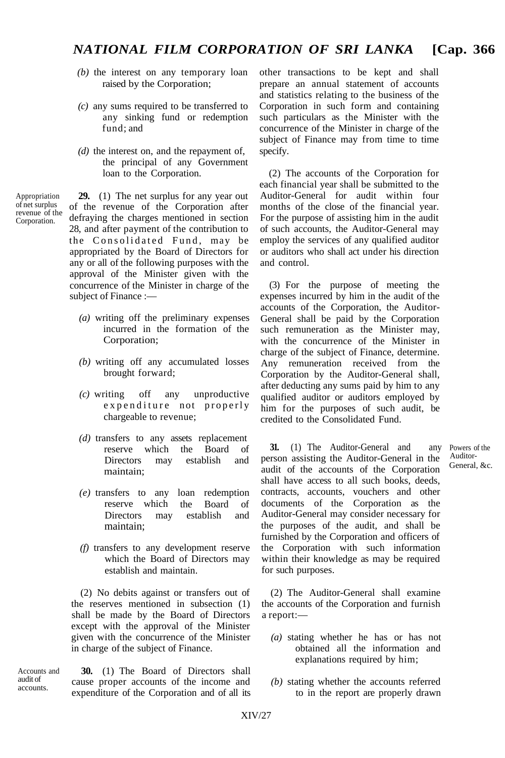(b) the interest on any temporary loan raised by the Corporation;

(c) any sums required to be transferred to any sinking fund or redemption fund; and

(d) the interest on, and the repayment of, the principal of any Government loan to the Corporation.

Appropriation of net surplus revenue of the Corporation.

**29.** (1) The net surplus for any year out of the revenue of the Corporation after defraying the charges mentioned in section 28, and after payment of the contribution to the Consolidated Fund, may be appropriated by the Board of Directors for any or all of the following purposes with the approval of the Minister given with the concurrence of the Minister in charge of the subject of Finance :—

(a) writing off the preliminary expenses incurred in the formation of the Corporation;

(b) writing off any accumulated losses brought forward;

(c) writing off any unproductive expenditure not properly chargeable to revenue;

(d) transfers to any assets replacement reserve which the Board of Directors may establish and maintain;

(e) transfers to any loan redemption reserve which the Board of Directors may establish and maintain;

(f) transfers to any development reserve which the Board of Directors may establish and maintain.

(2) No debits against or transfers out of the reserves mentioned in subsection (1) shall be made by the Board of Directors except with the approval of the Minister given with the concurrence of the Minister in charge of the subject of Finance.

Accounts and audit of accounts.

**30.** (1) The Board of Directors shall cause proper accounts of the income and expenditure of the Corporation and of all its other transactions to be kept and shall prepare an annual statement of accounts and statistics relating to the business of the Corporation in such form and containing such particulars as the Minister with the concurrence of the Minister in charge of the subject of Finance may from time to time specify.

(2) The accounts of the Corporation for each financial year shall be submitted to the Auditor-General for audit within four months of the close of the financial year. For the purpose of assisting him in the audit of such accounts, the Auditor-General may employ the services of any qualified auditor or auditors who shall act under his direction and control.

(3) For the purpose of meeting the expenses incurred by him in the audit of the accounts of the Corporation, the Auditor-General shall be paid by the Corporation such remuneration as the Minister may, with the concurrence of the Minister in charge of the subject of Finance, determine. Any remuneration received from the Corporation by the Auditor-General shall, after deducting any sums paid by him to any qualified auditor or auditors employed by him for the purposes of such audit, be credited to the Consolidated Fund.

Powers of the Auditor-General, &c.

**31.** (1) The Auditor-General and any person assisting the Auditor-General in the audit of the accounts of the Corporation shall have access to all such books, deeds, contracts, accounts, vouchers and other documents of the Corporation as the Auditor-General may consider necessary for the purposes of the audit, and shall be furnished by the Corporation and officers of the Corporation with such information within their knowledge as may be required for such purposes.

(2) The Auditor-General shall examine the accounts of the Corporation and furnish a report:—

(a) stating whether he has or has not obtained all the information and explanations required by him;

(b) stating whether the accounts referred to in the report are properly drawn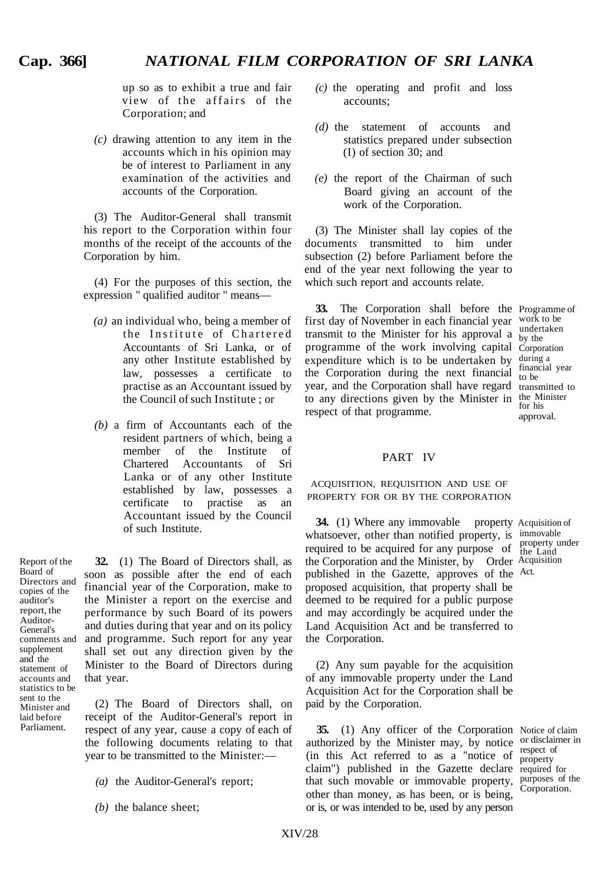up so as to exhibit a true and fair view of the affairs of the Corporation; and

*(c)* drawing attention to any item in the accounts which in his opinion may be of interest to Parliament in any examination of the activities and accounts of the Corporation.

(3) The Auditor-General shall transmit his report to the Corporation within four months of the receipt of the accounts of the Corporation by him.

(4) For the purposes of this section, the expression " qualified auditor " means—

*(a)* an individual who, being a member of the Institute of Chartered Accountants of Sri Lanka, or of any other Institute established by law, possesses a certificate to practise as an Accountant issued by the Council of such Institute ; or

*(b)* a firm of Accountants each of the resident partners of which, being a member of the Institute of Chartered Accountants of Sri Lanka or of any other Institute established by law, possesses a certificate to practise as an Accountant issued by the Council of such Institute.

Report of the Board of Directors and copies of the auditor's report, the Auditor-General's comments and supplement and the statement of accounts and statistics to be sent to the Minister and laid before Parliament.

**32.** (1) The Board of Directors shall, as soon as possible after the end of each financial year of the Corporation, make to the Minister a report on the exercise and performance by such Board of its powers and duties during that year and on its policy and programme. Such report for any year shall set out any direction given by the Minister to the Board of Directors during that year.

(2) The Board of Directors shall, on receipt of the Auditor-General's report in respect of any year, cause a copy of each of the following documents relating to that year to be transmitted to the Minister:—

*(a)* the Auditor-General's report;

*(b)* the balance sheet;

*(c)* the operating and profit and loss accounts;

*(d)* the statement of accounts and statistics prepared under subsection (I) of section 30; and

*(e)* the report of the Chairman of such Board giving an account of the work of the Corporation.

(3) The Minister shall lay copies of the documents transmitted to him under subsection (2) before Parliament before the end of the year next following the year to which such report and accounts relate.

Programme of work to be undertaken by the Corporation during a financial year to be transmitted to the Minister for his approval.

**33.** The Corporation shall before the first day of November in each financial year transmit to the Minister for his approval a programme of the work involving capital expenditure which is to be undertaken by the Corporation during the next financial year, and the Corporation shall have regard to any directions given by the Minister in respect of that programme.

## PART IV

### ACQUISITION, REQUISITION AND USE OF PROPERTY FOR OR BY THE CORPORATION

Acquisition of immovable property under the Land Acquisition Act.

**34.** (1) Where any immovable property whatsoever, other than notified property, is required to be acquired for any purpose of the Corporation and the Minister, by Order published in the Gazette, approves of the proposed acquisition, that property shall be deemed to be required for a public purpose and may accordingly be acquired under the Land Acquisition Act and be transferred to the Corporation.

(2) Any sum payable for the acquisition of any immovable property under the Land Acquisition Act for the Corporation shall be paid by the Corporation.

Notice of claim or disclaimer in respect of property required for purposes of the Corporation.

**35.** (1) Any officer of the Corporation authorized by the Minister may, by notice (in this Act referred to as a "notice of claim") published in the Gazette declare that such movable or immovable property, other than money, as has been, or is being, or is, or was intended to be, used by any person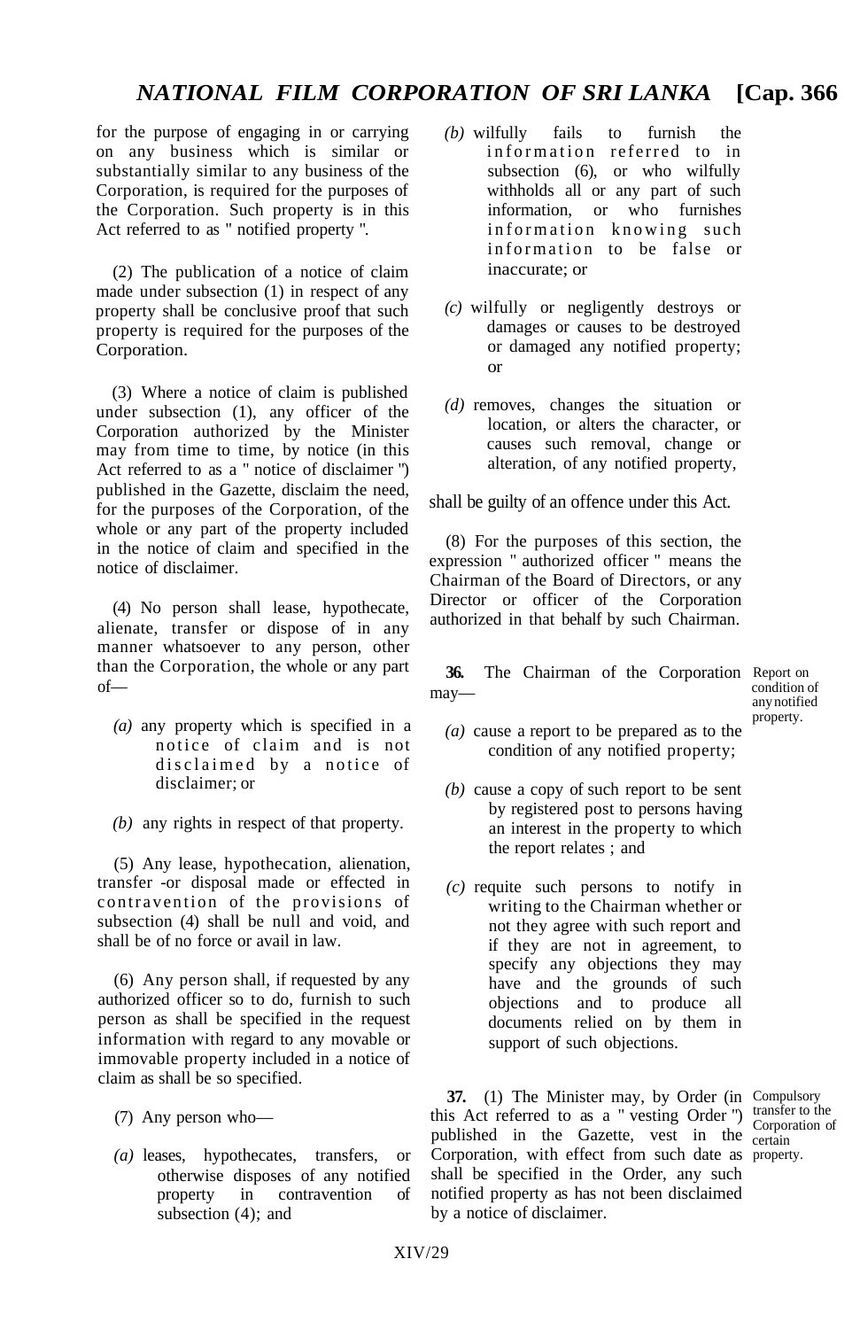for the purpose of engaging in or carrying on any business which is similar or substantially similar to any business of the Corporation, is required for the purposes of the Corporation. Such property is in this Act referred to as " notified property ".

(2) The publication of a notice of claim made under subsection (1) in respect of any property shall be conclusive proof that such property is required for the purposes of the Corporation.

(3) Where a notice of claim is published under subsection (1), any officer of the Corporation authorized by the Minister may from time to time, by notice (in this Act referred to as a " notice of disclaimer ") published in the Gazette, disclaim the need, for the purposes of the Corporation, of the whole or any part of the property included in the notice of claim and specified in the notice of disclaimer.

(4) No person shall lease, hypothecate, alienate, transfer or dispose of in any manner whatsoever to any person, other than the Corporation, the whole or any part of—

*(a)* any property which is specified in a notice of claim and is not disclaimed by a notice of disclaimer; or

*(b)* any rights in respect of that property.

(5) Any lease, hypothecation, alienation, transfer -or disposal made or effected in contravention of the provisions of subsection (4) shall be null and void, and shall be of no force or avail in law.

(6) Any person shall, if requested by any authorized officer so to do, furnish to such person as shall be specified in the request information with regard to any movable or immovable property included in a notice of claim as shall be so specified.

(7) Any person who—

*(a)* leases, hypothecates, transfers, or otherwise disposes of any notified property in contravention of subsection (4); and

*(b)* wilfully fails to furnish the information referred to in subsection (6), or who wilfully withholds all or any part of such information, or who furnishes information knowing such information to be false or inaccurate; or

*(c)* wilfully or negligently destroys or damages or causes to be destroyed or damaged any notified property; or

*(d)* removes, changes the situation or location, or alters the character, or causes such removal, change or alteration, of any notified property,

shall be guilty of an offence under this Act.

(8) For the purposes of this section, the expression " authorized officer " means the Chairman of the Board of Directors, or any Director or officer of the Corporation authorized in that behalf by such Chairman.

*Report on condition of any notified property.*

**36.** The Chairman of the Corporation may—

*(a)* cause a report to be prepared as to the condition of any notified property;

*(b)* cause a copy of such report to be sent by registered post to persons having an interest in the property to which the report relates ; and

*(c)* requite such persons to notify in writing to the Chairman whether or not they agree with such report and if they are not in agreement, to specify any objections they may have and the grounds of such objections and to produce all documents relied on by them in support of such objections.

*Compulsory transfer to the Corporation of certain property.*

**37.** (1) The Minister may, by Order (in this Act referred to as a " vesting Order ") published in the Gazette, vest in the Corporation, with effect from such date as shall be specified in the Order, any such notified property as has not been disclaimed by a notice of disclaimer.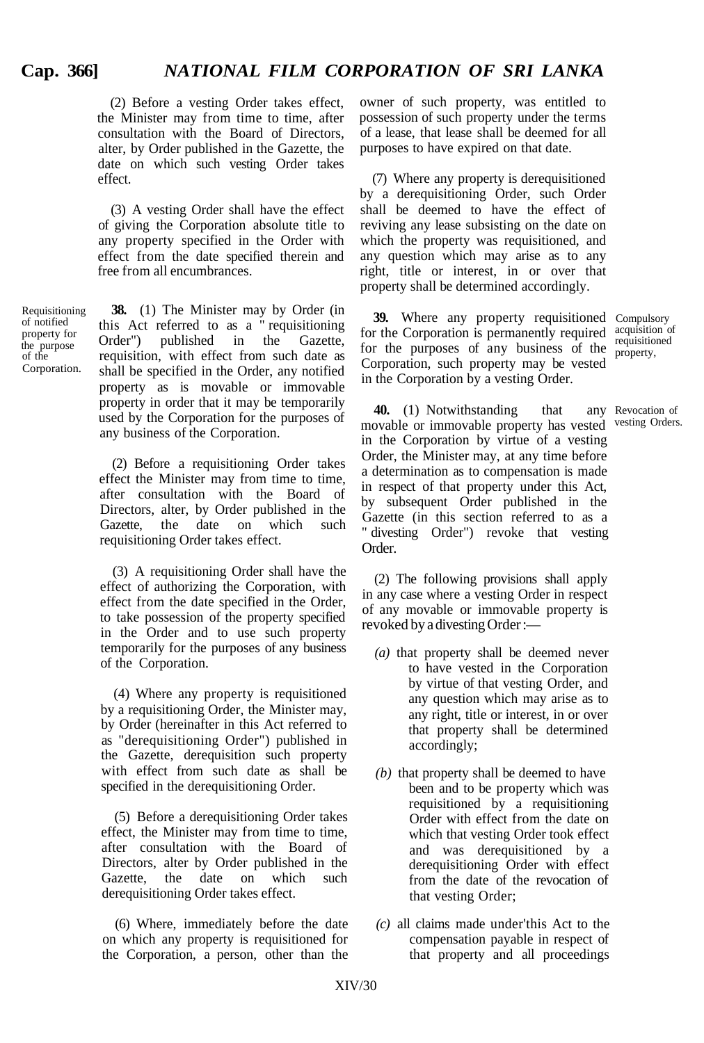(2) Before a vesting Order takes effect, the Minister may from time to time, after consultation with the Board of Directors, alter, by Order published in the Gazette, the date on which such vesting Order takes effect.

(3) A vesting Order shall have the effect of giving the Corporation absolute title to any property specified in the Order with effect from the date specified therein and free from all encumbrances.

Requisitioning of notified property for the purpose of the Corporation.

**38.** (1) The Minister may by Order (in this Act referred to as a " requisitioning Order") published in the Gazette, requisition, with effect from such date as shall be specified in the Order, any notified property as is movable or immovable property in order that it may be temporarily used by the Corporation for the purposes of any business of the Corporation.

(2) Before a requisitioning Order takes effect the Minister may from time to time, after consultation with the Board of Directors, alter, by Order published in the Gazette, the date on which such requisitioning Order takes effect.

(3) A requisitioning Order shall have the effect of authorizing the Corporation, with effect from the date specified in the Order, to take possession of the property specified in the Order and to use such property temporarily for the purposes of any business of the Corporation.

(4) Where any property is requisitioned by a requisitioning Order, the Minister may, by Order (hereinafter in this Act referred to as "derequisitioning Order") published in the Gazette, derequisition such property with effect from such date as shall be specified in the derequisitioning Order.

(5) Before a derequisitioning Order takes effect, the Minister may from time to time, after consultation with the Board of Directors, alter by Order published in the Gazette, the date on which such derequisitioning Order takes effect.

(6) Where, immediately before the date on which any property is requisitioned for the Corporation, a person, other than the owner of such property, was entitled to possession of such property under the terms of a lease, that lease shall be deemed for all purposes to have expired on that date.

(7) Where any property is derequisitioned by a derequisitioning Order, such Order shall be deemed to have the effect of reviving any lease subsisting on the date on which the property was requisitioned, and any question which may arise as to any right, title or interest, in or over that property shall be determined accordingly.

Compulsory acquisition of requisitioned property,

**39.** Where any property requisitioned for the Corporation is permanently required for the purposes of any business of the Corporation, such property may be vested in the Corporation by a vesting Order.

Revocation of vesting Orders.

**40.** (1) Notwithstanding that any movable or immovable property has vested in the Corporation by virtue of a vesting Order, the Minister may, at any time before a determination as to compensation is made in respect of that property under this Act, by subsequent Order published in the Gazette (in this section referred to as a " divesting Order") revoke that vesting Order.

(2) The following provisions shall apply in any case where a vesting Order in respect of any movable or immovable property is revoked by a divesting Order :—

*(a)* that property shall be deemed never to have vested in the Corporation by virtue of that vesting Order, and any question which may arise as to any right, title or interest, in or over that property shall be determined accordingly;

*(b)* that property shall be deemed to have been and to be property which was requisitioned by a requisitioning Order with effect from the date on which that vesting Order took effect and was derequisitioned by a derequisitioning Order with effect from the date of the revocation of that vesting Order;

*(c)* all claims made under'this Act to the compensation payable in respect of that property and all proceedings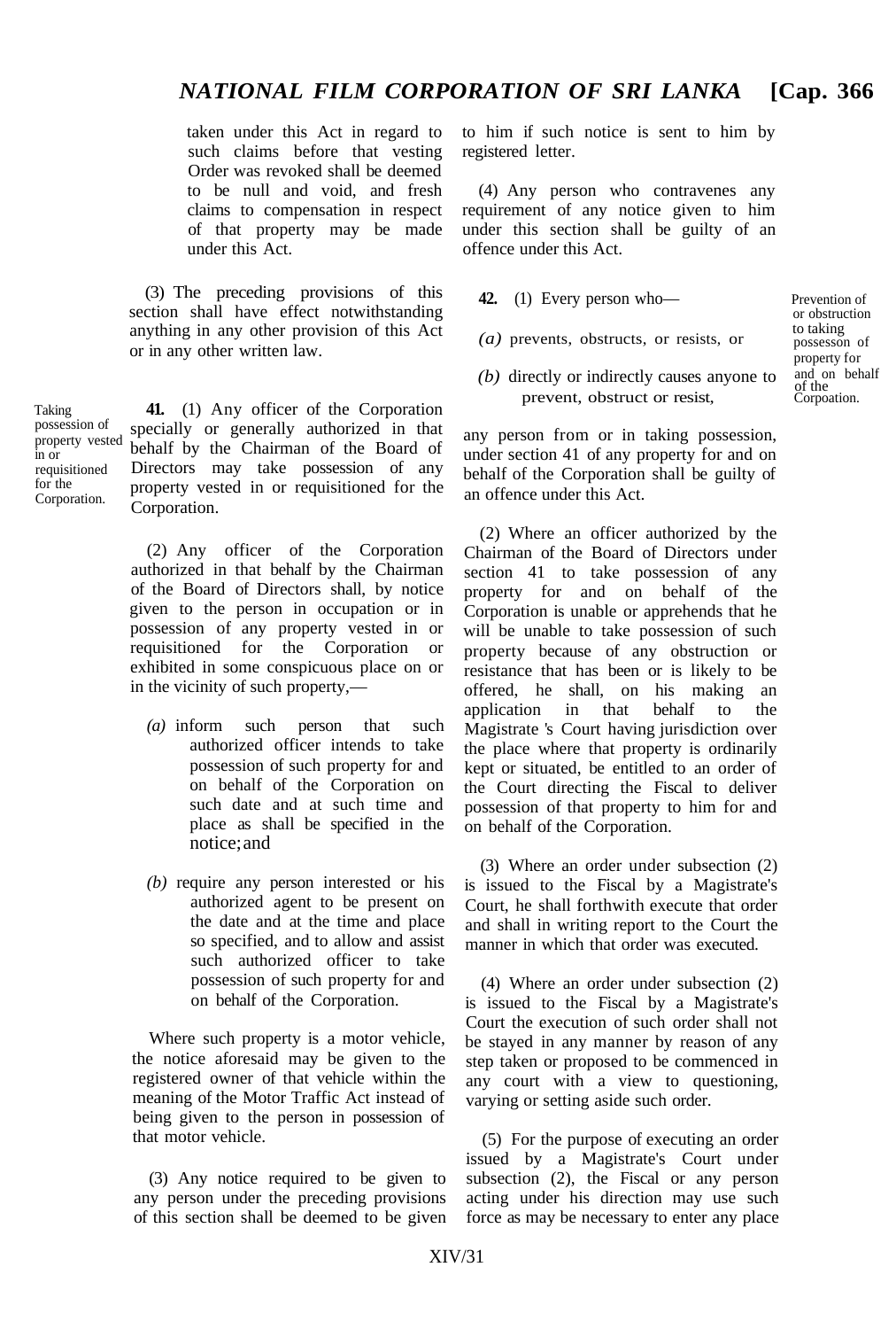taken under this Act in regard to such claims before that vesting Order was revoked shall be deemed to be null and void, and fresh claims to compensation in respect of that property may be made under this Act.

(3) The preceding provisions of this section shall have effect notwithstanding anything in any other provision of this Act or in any other written law.

Taking possession of property vested in or requisitioned for the Corporation.

**41.** (1) Any officer of the Corporation specially or generally authorized in that behalf by the Chairman of the Board of Directors may take possession of any property vested in or requisitioned for the Corporation.

(2) Any officer of the Corporation authorized in that behalf by the Chairman of the Board of Directors shall, by notice given to the person in occupation or in possession of any property vested in or requisitioned for the Corporation or exhibited in some conspicuous place on or in the vicinity of such property,—

*(a)* inform such person that such authorized officer intends to take possession of such property for and on behalf of the Corporation on such date and at such time and place as shall be specified in the notice; and

*(b)* require any person interested or his authorized agent to be present on the date and at the time and place so specified, and to allow and assist such authorized officer to take possession of such property for and on behalf of the Corporation.

Where such property is a motor vehicle, the notice aforesaid may be given to the registered owner of that vehicle within the meaning of the Motor Traffic Act instead of being given to the person in possession of that motor vehicle.

(3) Any notice required to be given to any person under the preceding provisions of this section shall be deemed to be given to him if such notice is sent to him by registered letter.

(4) Any person who contravenes any requirement of any notice given to him under this section shall be guilty of an offence under this Act.

Prevention of or obstruction to taking possesson of property for and on behalf of the Corpoation.

**42.** (1) Every person who—

*(a)* prevents, obstructs, or resists, or

*(b)* directly or indirectly causes anyone to prevent, obstruct or resist,

any person from or in taking possession, under section 41 of any property for and on behalf of the Corporation shall be guilty of an offence under this Act.

(2) Where an officer authorized by the Chairman of the Board of Directors under section 41 to take possession of any property for and on behalf of the Corporation is unable or apprehends that he will be unable to take possession of such property because of any obstruction or resistance that has been or is likely to be offered, he shall, on his making an application in that behalf to the Magistrate 's Court having jurisdiction over the place where that property is ordinarily kept or situated, be entitled to an order of the Court directing the Fiscal to deliver possession of that property to him for and on behalf of the Corporation.

(3) Where an order under subsection (2) is issued to the Fiscal by a Magistrate's Court, he shall forthwith execute that order and shall in writing report to the Court the manner in which that order was executed.

(4) Where an order under subsection (2) is issued to the Fiscal by a Magistrate's Court the execution of such order shall not be stayed in any manner by reason of any step taken or proposed to be commenced in any court with a view to questioning, varying or setting aside such order.

(5) For the purpose of executing an order issued by a Magistrate's Court under subsection (2), the Fiscal or any person acting under his direction may use such force as may be necessary to enter any place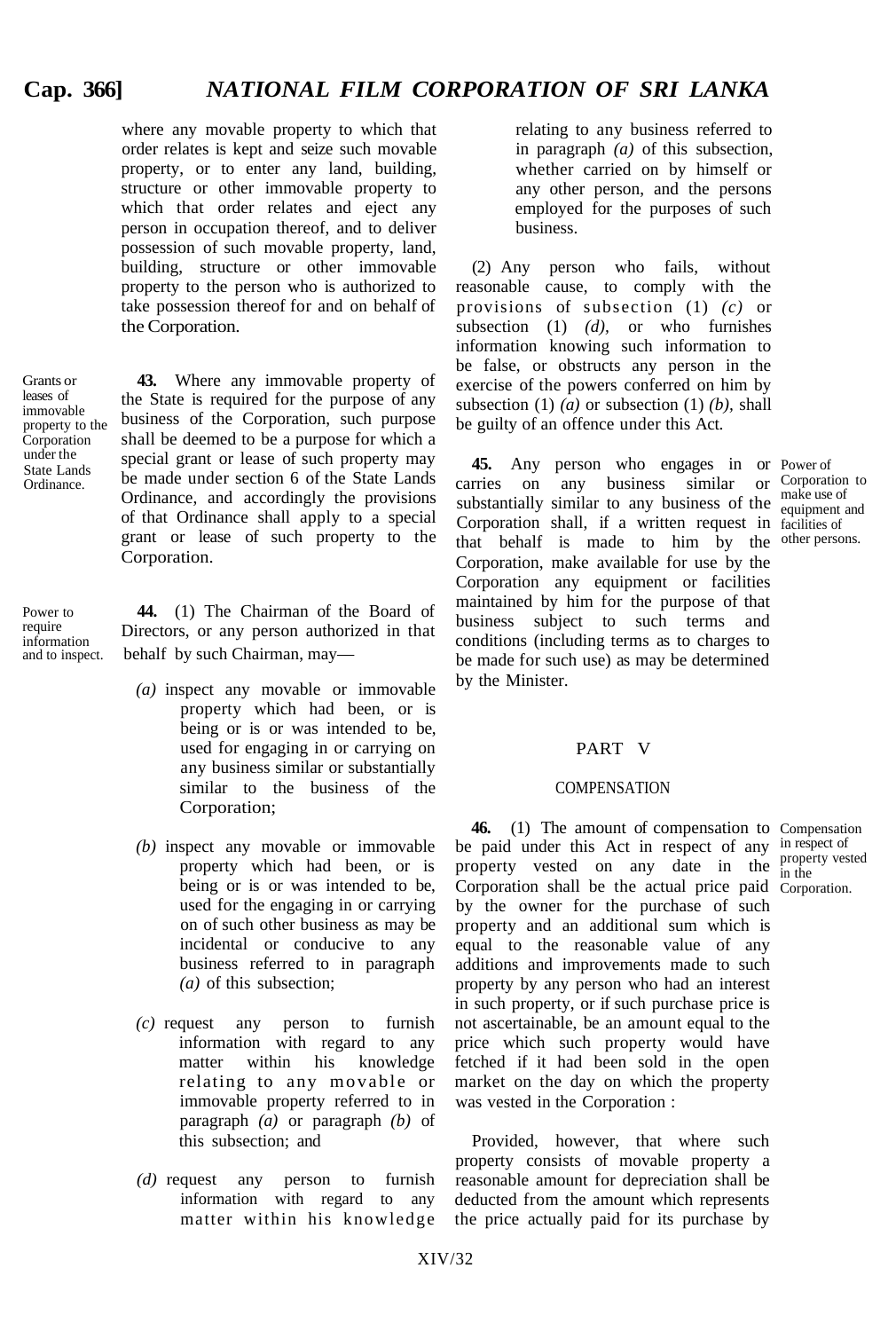where any movable property to which that order relates is kept and seize such movable property, or to enter any land, building, structure or other immovable property to which that order relates and eject any person in occupation thereof, and to deliver possession of such movable property, land, building, structure or other immovable property to the person who is authorized to take possession thereof for and on behalf of the Corporation.

Grants or leases of immovable property to the Corporation under the State Lands Ordinance.

**43.** Where any immovable property of the State is required for the purpose of any business of the Corporation, such purpose shall be deemed to be a purpose for which a special grant or lease of such property may be made under section 6 of the State Lands Ordinance, and accordingly the provisions of that Ordinance shall apply to a special grant or lease of such property to the Corporation.

Power to require information and to inspect.

**44.** (1) The Chairman of the Board of Directors, or any person authorized in that behalf by such Chairman, may—

*(a)* inspect any movable or immovable property which had been, or is being or is or was intended to be, used for engaging in or carrying on any business similar or substantially similar to the business of the Corporation;

*(b)* inspect any movable or immovable property which had been, or is being or is or was intended to be, used for the engaging in or carrying on of such other business as may be incidental or conducive to any business referred to in paragraph *(a)* of this subsection;

*(c)* request any person to furnish information with regard to any matter within his knowledge relating to any movable or immovable property referred to in paragraph *(a)* or paragraph *(b)* of this subsection; and

*(d)* request any person to furnish information with regard to any matter within his knowledge relating to any business referred to in paragraph *(a)* of this subsection, whether carried on by himself or any other person, and the persons employed for the purposes of such business.

(2) Any person who fails, without reasonable cause, to comply with the provisions of subsection (1) *(c)* or subsection (1) *(d)*, or who furnishes information knowing such information to be false, or obstructs any person in the exercise of the powers conferred on him by subsection (1) *(a)* or subsection (1) *(b)*, shall be guilty of an offence under this Act.

Power of Corporation to make use of equipment and facilities of other persons.

**45.** Any person who engages in or carries on any business similar or substantially similar to any business of the Corporation shall, if a written request in that behalf is made to him by the Corporation, make available for use by the Corporation any equipment or facilities maintained by him for the purpose of that business subject to such terms and conditions (including terms as to charges to be made for such use) as may be determined by the Minister.

## PART V

### COMPENSATION

Compensation in respect of property vested in the Corporation.

**46.** (1) The amount of compensation to be paid under this Act in respect of any property vested on any date in the Corporation shall be the actual price paid by the owner for the purchase of such property and an additional sum which is equal to the reasonable value of any additions and improvements made to such property by any person who had an interest in such property, or if such purchase price is not ascertainable, be an amount equal to the price which such property would have fetched if it had been sold in the open market on the day on which the property was vested in the Corporation :

Provided, however, that where such property consists of movable property a reasonable amount for depreciation shall be deducted from the amount which represents the price actually paid for its purchase by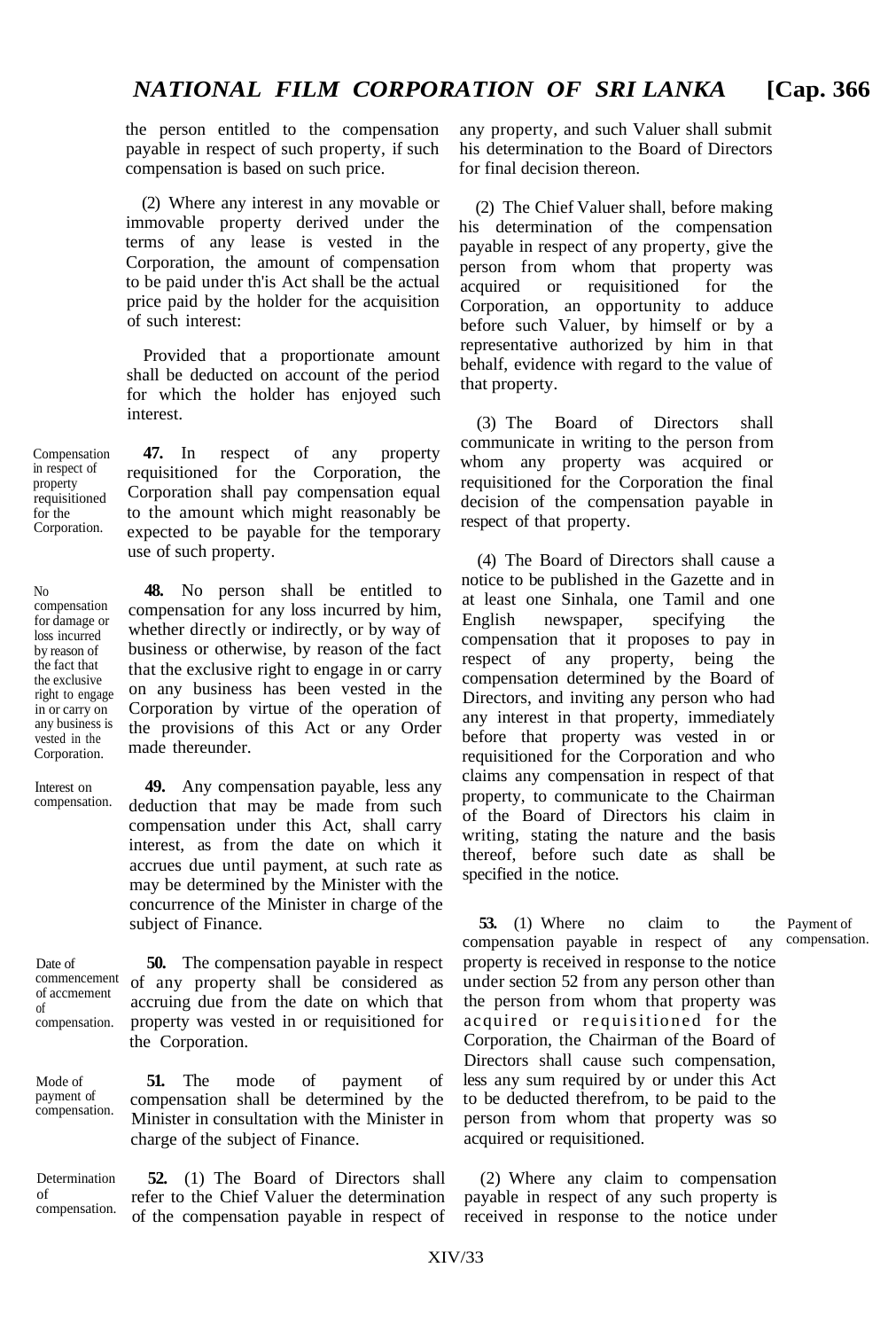the person entitled to the compensation payable in respect of such property, if such compensation is based on such price.

(2) Where any interest in any movable or immovable property derived under the terms of any lease is vested in the Corporation, the amount of compensation to be paid under th'is Act shall be the actual price paid by the holder for the acquisition of such interest:

Provided that a proportionate amount shall be deducted on account of the period for which the holder has enjoyed such interest.

Compensation in respect of property requisitioned for the Corporation.

**47.** In respect of any property requisitioned for the Corporation, the Corporation shall pay compensation equal to the amount which might reasonably be expected to be payable for the temporary use of such property.

No compensation for damage or loss incurred by reason of the fact that the exclusive right to engage in or carry on any business is vested in the Corporation.

**48.** No person shall be entitled to compensation for any loss incurred by him, whether directly or indirectly, or by way of business or otherwise, by reason of the fact that the exclusive right to engage in or carry on any business has been vested in the Corporation by virtue of the operation of the provisions of this Act or any Order made thereunder.

Interest on compensation.

**49.** Any compensation payable, less any deduction that may be made from such compensation under this Act, shall carry interest, as from the date on which it accrues due until payment, at such rate as may be determined by the Minister with the concurrence of the Minister in charge of the subject of Finance.

Date of commencement of accmement of compensation.

**50.** The compensation payable in respect of any property shall be considered as accruing due from the date on which that property was vested in or requisitioned for the Corporation.

Mode of payment of compensation.

**51.** The mode of payment of compensation shall be determined by the Minister in consultation with the Minister in charge of the subject of Finance.

Determination of compensation.

**52.** (1) The Board of Directors shall refer to the Chief Valuer the determination of the compensation payable in respect of any property, and such Valuer shall submit his determination to the Board of Directors for final decision thereon.

(2) The Chief Valuer shall, before making his determination of the compensation payable in respect of any property, give the person from whom that property was acquired or requisitioned for the Corporation, an opportunity to adduce before such Valuer, by himself or by a representative authorized by him in that behalf, evidence with regard to the value of that property.

(3) The Board of Directors shall communicate in writing to the person from whom any property was acquired or requisitioned for the Corporation the final decision of the compensation payable in respect of that property.

(4) The Board of Directors shall cause a notice to be published in the Gazette and in at least one Sinhala, one Tamil and one English newspaper, specifying the compensation that it proposes to pay in respect of any property, being the compensation determined by the Board of Directors, and inviting any person who had any interest in that property, immediately before that property was vested in or requisitioned for the Corporation and who claims any compensation in respect of that property, to communicate to the Chairman of the Board of Directors his claim in writing, stating the nature and the basis thereof, before such date as shall be specified in the notice.

Payment of compensation.

**53.** (1) Where no claim to the compensation payable in respect of any property is received in response to the notice under section 52 from any person other than the person from whom that property was acquired or requisitioned for the Corporation, the Chairman of the Board of Directors shall cause such compensation, less any sum required by or under this Act to be deducted therefrom, to be paid to the person from whom that property was so acquired or requisitioned.

(2) Where any claim to compensation payable in respect of any such property is received in response to the notice under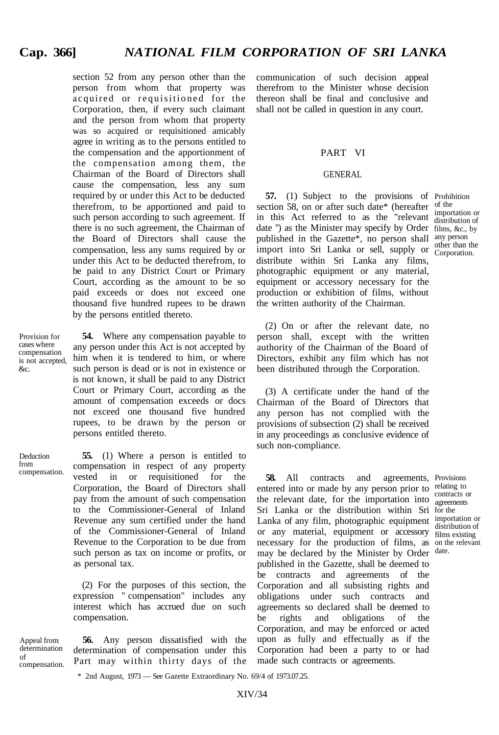section 52 from any person other than the person from whom that property was acquired or requisitioned for the Corporation, then, if every such claimant and the person from whom that property was so acquired or requisitioned amicably agree in writing as to the persons entitled to the compensation and the apportionment of the compensation among them, the Chairman of the Board of Directors shall cause the compensation, less any sum required by or under this Act to be deducted therefrom, to be apportioned and paid to such person according to such agreement. If there is no such agreement, the Chairman of the Board of Directors shall cause the compensation, less any sums required by or under this Act to be deducted therefrom, to be paid to any District Court or Primary Court, according as the amount to be so paid exceeds or does not exceed one thousand five hundred rupees to be drawn by the persons entitled thereto.

*Provision for cases where compensation is not accepted, &c.*

**54.** Where any compensation payable to any person under this Act is not accepted by him when it is tendered to him, or where such person is dead or is not in existence or is not known, it shall be paid to any District Court or Primary Court, according as the amount of compensation exceeds or docs not exceed one thousand five hundred rupees, to be drawn by the person or persons entitled thereto.

*Deduction from compensation.*

**55.** (1) Where a person is entitled to compensation in respect of any property vested in or requisitioned for the Corporation, the Board of Directors shall pay from the amount of such compensation to the Commissioner-General of Inland Revenue any sum certified under the hand of the Commissioner-General of Inland Revenue to the Corporation to be due from such person as tax on income or profits, or as personal tax.

(2) For the purposes of this section, the expression " compensation" includes any interest which has accrued due on such compensation.

*Appeal from determination of compensation.*

**56.** Any person dissatisfied with the determination of compensation under this Part may within thirty days of the communication of such decision appeal therefrom to the Minister whose decision thereon shall be final and conclusive and shall not be called in question in any court.

## PART VI

### GENERAL

*Prohibition of the importation or distribution of films, &c., by any person other than the Corporation.*

**57.** (1) Subject to the provisions of section 58, on or after such date* (hereafter in this Act referred to as the "relevant date ") as the Minister may specify by Order published in the Gazette*, no person shall import into Sri Lanka or sell, supply or distribute within Sri Lanka any films, photographic equipment or any material, equipment or accessory necessary for the production or exhibition of films, without the written authority of the Chairman.

(2) On or after the relevant date, no person shall, except with the written authority of the Chairman of the Board of Directors, exhibit any film which has not been distributed through the Corporation.

(3) A certificate under the hand of the Chairman of the Board of Directors that any person has not complied with the provisions of subsection (2) shall be received in any proceedings as conclusive evidence of such non-compliance.

*Provisions relating to contracts or agreements for the importation or distribution of films existing on the relevant date.*

**58.** All contracts and agreements, entered into or made by any person prior to the relevant date, for the importation into Sri Lanka or the distribution within Sri Lanka of any film, photographic equipment or any material, equipment or accessory necessary for the production of films, as may be declared by the Minister by Order published in the Gazette, shall be deemed to be contracts and agreements of the Corporation and all subsisting rights and obligations under such contracts and agreements so declared shall be deemed to be rights and obligations of the Corporation, and may be enforced or acted upon as fully and effectually as if the Corporation had been a party to or had made such contracts or agreements.

\* 2nd August, 1973 — See Gazette Extraordinary No. 69/4 of 1973.07.25.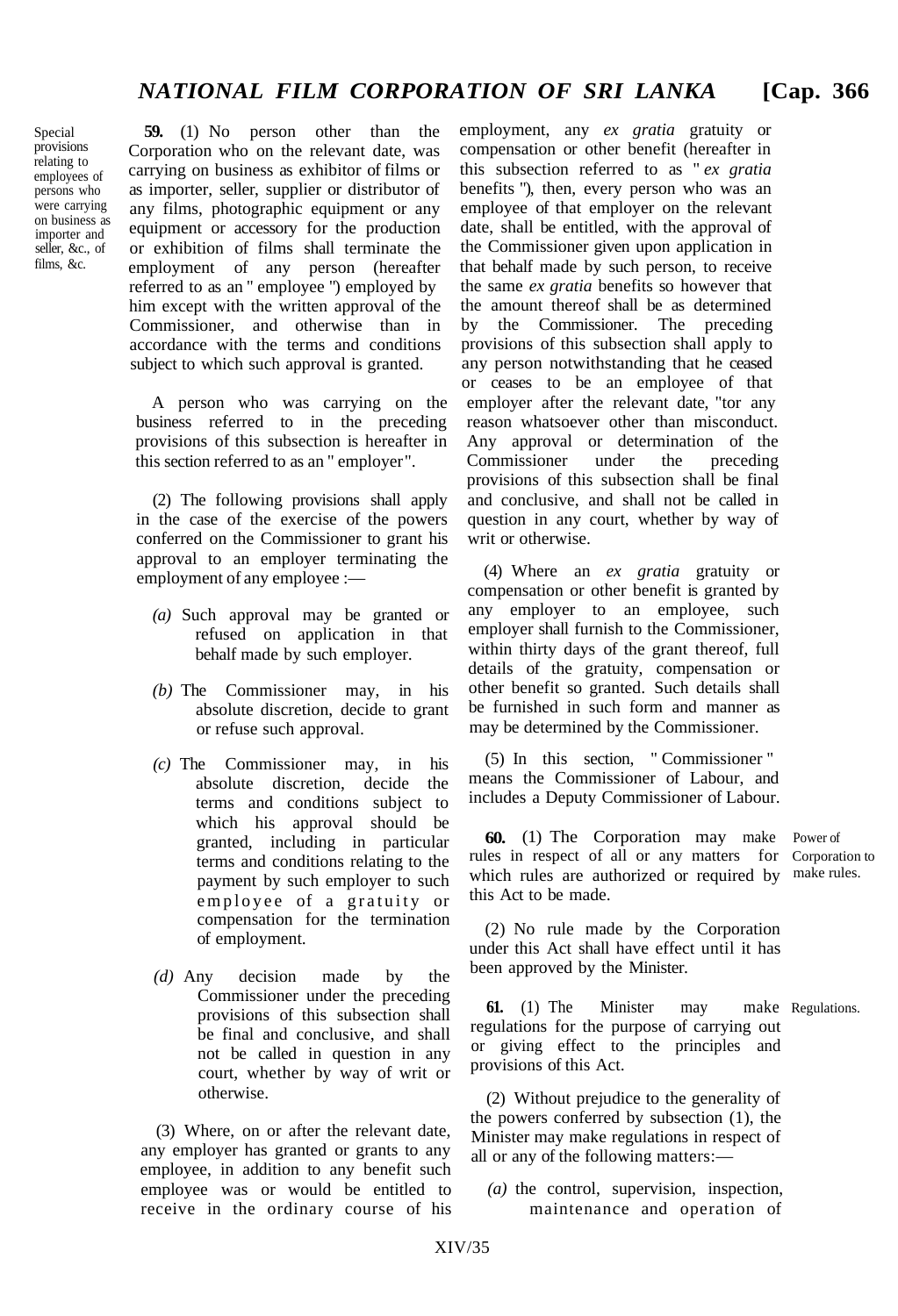Special provisions relating to employees of persons who were carrying on business as importer and seller, &c., of films, &c.

**59.** (1) No person other than the Corporation who on the relevant date, was carrying on business as exhibitor of films or as importer, seller, supplier or distributor of any films, photographic equipment or any equipment or accessory for the production or exhibition of films shall terminate the employment of any person (hereafter referred to as an " employee ") employed by him except with the written approval of the Commissioner, and otherwise than in accordance with the terms and conditions subject to which such approval is granted.

A person who was carrying on the business referred to in the preceding provisions of this subsection is hereafter in this section referred to as an " employer ".

(2) The following provisions shall apply in the case of the exercise of the powers conferred on the Commissioner to grant his approval to an employer terminating the employment of any employee :—

*(a)* Such approval may be granted or refused on application in that behalf made by such employer.

*(b)* The Commissioner may, in his absolute discretion, decide to grant or refuse such approval.

*(c)* The Commissioner may, in his absolute discretion, decide the terms and conditions subject to which his approval should be granted, including in particular terms and conditions relating to the payment by such employer to such employee of a gratuity or compensation for the termination of employment.

*(d)* Any decision made by the Commissioner under the preceding provisions of this subsection shall be final and conclusive, and shall not be called in question in any court, whether by way of writ or otherwise.

(3) Where, on or after the relevant date, any employer has granted or grants to any employee, in addition to any benefit such employee was or would be entitled to receive in the ordinary course of his employment, any *ex gratia* gratuity or compensation or other benefit (hereafter in this subsection referred to as " *ex gratia* benefits "), then, every person who was an employee of that employer on the relevant date, shall be entitled, with the approval of the Commissioner given upon application in that behalf made by such person, to receive the same *ex gratia* benefits so however that the amount thereof shall be as determined by the Commissioner. The preceding provisions of this subsection shall apply to any person notwithstanding that he ceased or ceases to be an employee of that employer after the relevant date, "tor any reason whatsoever other than misconduct. Any approval or determination of the Commissioner under the preceding provisions of this subsection shall be final and conclusive, and shall not be called in question in any court, whether by way of writ or otherwise.

(4) Where an *ex gratia* gratuity or compensation or other benefit is granted by any employer to an employee, such employer shall furnish to the Commissioner, within thirty days of the grant thereof, full details of the gratuity, compensation or other benefit so granted. Such details shall be furnished in such form and manner as may be determined by the Commissioner.

(5) In this section, " Commissioner " means the Commissioner of Labour, and includes a Deputy Commissioner of Labour.

Power of Corporation to make rules.

**60.** (1) The Corporation may make rules in respect of all or any matters for which rules are authorized or required by this Act to be made.

(2) No rule made by the Corporation under this Act shall have effect until it has been approved by the Minister.

Regulations.

**61.** (1) The Minister may make regulations for the purpose of carrying out or giving effect to the principles and provisions of this Act.

(2) Without prejudice to the generality of the powers conferred by subsection (1), the Minister may make regulations in respect of all or any of the following matters:—

*(a)* the control, supervision, inspection, maintenance and operation of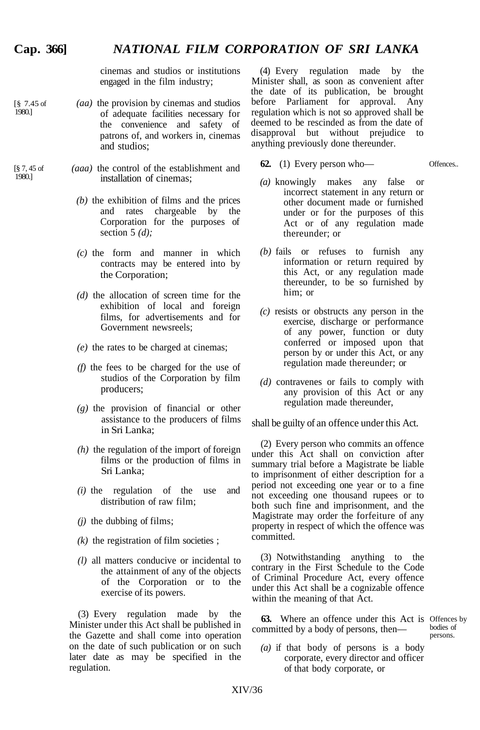cinemas and studios or institutions engaged in the film industry;

[§ 7.45 of 1980.]

*(aa)* the provision by cinemas and studios of adequate facilities necessary for the convenience and safety of patrons of, and workers in, cinemas and studios;

[§ 7, 45 of 1980.]

*(aaa)* the control of the establishment and installation of cinemas;

*(b)* the exhibition of films and the prices and rates chargeable by the Corporation for the purposes of section 5 *(d);*

*(c)* the form and manner in which contracts may be entered into by the Corporation;

*(d)* the allocation of screen time for the exhibition of local and foreign films, for advertisements and for Government newsreels;

*(e)* the rates to be charged at cinemas;

*(f)* the fees to be charged for the use of studios of the Corporation by film producers;

*(g)* the provision of financial or other assistance to the producers of films in Sri Lanka;

*(h)* the regulation of the import of foreign films or the production of films in Sri Lanka;

*(i)* the regulation of the use and distribution of raw film;

*(j)* the dubbing of films;

*(k)* the registration of film societies ;

*(l)* all matters conducive or incidental to the attainment of any of the objects of the Corporation or to the exercise of its powers.

(3) Every regulation made by the Minister under this Act shall be published in the Gazette and shall come into operation on the date of such publication or on such later date as may be specified in the regulation.

(4) Every regulation made by the Minister shall, as soon as convenient after the date of its publication, be brought before Parliament for approval. Any regulation which is not so approved shall be deemed to be rescinded as from the date of disapproval but without prejudice to anything previously done thereunder.

Offences..

**62.** (1) Every person who—

*(a)* knowingly makes any false or incorrect statement in any return or other document made or furnished under or for the purposes of this Act or of any regulation made thereunder; or

*(b)* fails or refuses to furnish any information or return required by this Act, or any regulation made thereunder, to be so furnished by him; or

*(c)* resists or obstructs any person in the exercise, discharge or performance of any power, function or duty conferred or imposed upon that person by or under this Act, or any regulation made thereunder; or

*(d)* contravenes or fails to comply with any provision of this Act or any regulation made thereunder,

shall be guilty of an offence under this Act.

(2) Every person who commits an offence under this Act shall on conviction after summary trial before a Magistrate be liable to imprisonment of either description for a period not exceeding one year or to a fine not exceeding one thousand rupees or to both such fine and imprisonment, and the Magistrate may order the forfeiture of any property in respect of which the offence was committed.

(3) Notwithstanding anything to the contrary in the First Schedule to the Code of Criminal Procedure Act, every offence under this Act shall be a cognizable offence within the meaning of that Act.

Offences by bodies of persons.

**63.** Where an offence under this Act is committed by a body of persons, then—

*(a)* if that body of persons is a body corporate, every director and officer of that body corporate, or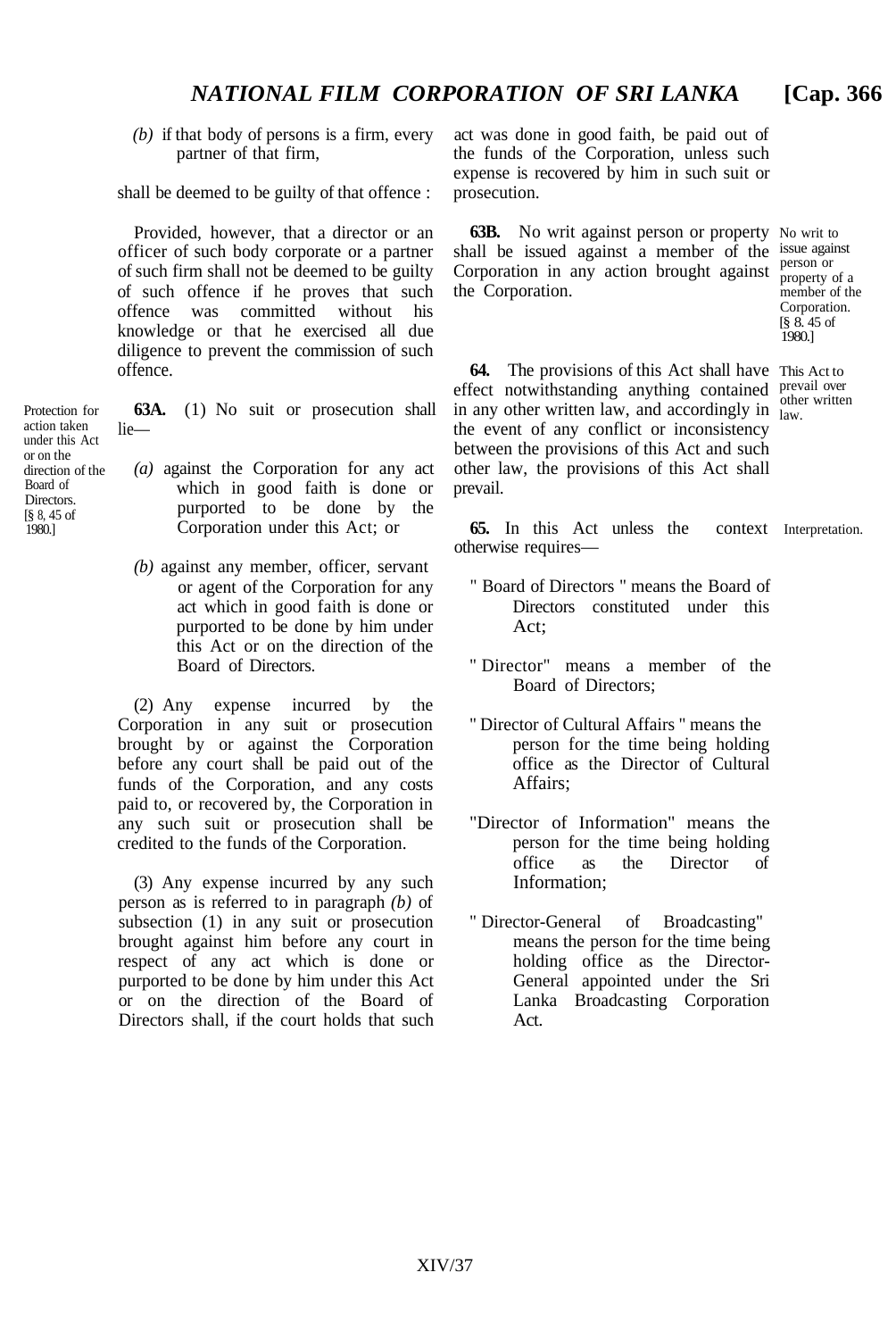(b) if that body of persons is a firm, every partner of that firm,

shall be deemed to be guilty of that offence :

Provided, however, that a director or an officer of such body corporate or a partner of such firm shall not be deemed to be guilty of such offence if he proves that such offence was committed without his knowledge or that he exercised all due diligence to prevent the commission of such offence.

Protection for action taken under this Act or on the direction of the Board of Directors. [§ 8, 45 of 1980.]

**63A.** (1) No suit or prosecution shall lie—

*(a)* against the Corporation for any act which in good faith is done or purported to be done by the Corporation under this Act; or

*(b)* against any member, officer, servant or agent of the Corporation for any act which in good faith is done or purported to be done by him under this Act or on the direction of the Board of Directors.

(2) Any expense incurred by the Corporation in any suit or prosecution brought by or against the Corporation before any court shall be paid out of the funds of the Corporation, and any costs paid to, or recovered by, the Corporation in any such suit or prosecution shall be credited to the funds of the Corporation.

(3) Any expense incurred by any such person as is referred to in paragraph *(b)* of subsection (1) in any suit or prosecution brought against him before any court in respect of any act which is done or purported to be done by him under this Act or on the direction of the Board of Directors shall, if the court holds that such act was done in good faith, be paid out of the funds of the Corporation, unless such expense is recovered by him in such suit or prosecution.

No writ to issue against person or property of a member of the Corporation. [§ 8. 45 of 1980.]

**63B.** No writ against person or property shall be issued against a member of the Corporation in any action brought against the Corporation.

This Act to prevail over other written law.

**64.** The provisions of this Act shall have effect notwithstanding anything contained in any other written law, and accordingly in the event of any conflict or inconsistency between the provisions of this Act and such other law, the provisions of this Act shall prevail.

Interpretation.

**65.** In this Act unless the context otherwise requires—

" Board of Directors " means the Board of Directors constituted under this Act;

" Director" means a member of the Board of Directors;

" Director of Cultural Affairs " means the person for the time being holding office as the Director of Cultural Affairs;

"Director of Information" means the person for the time being holding office as the Director of Information;

" Director-General of Broadcasting" means the person for the time being holding office as the Director-General appointed under the Sri Lanka Broadcasting Corporation Act.